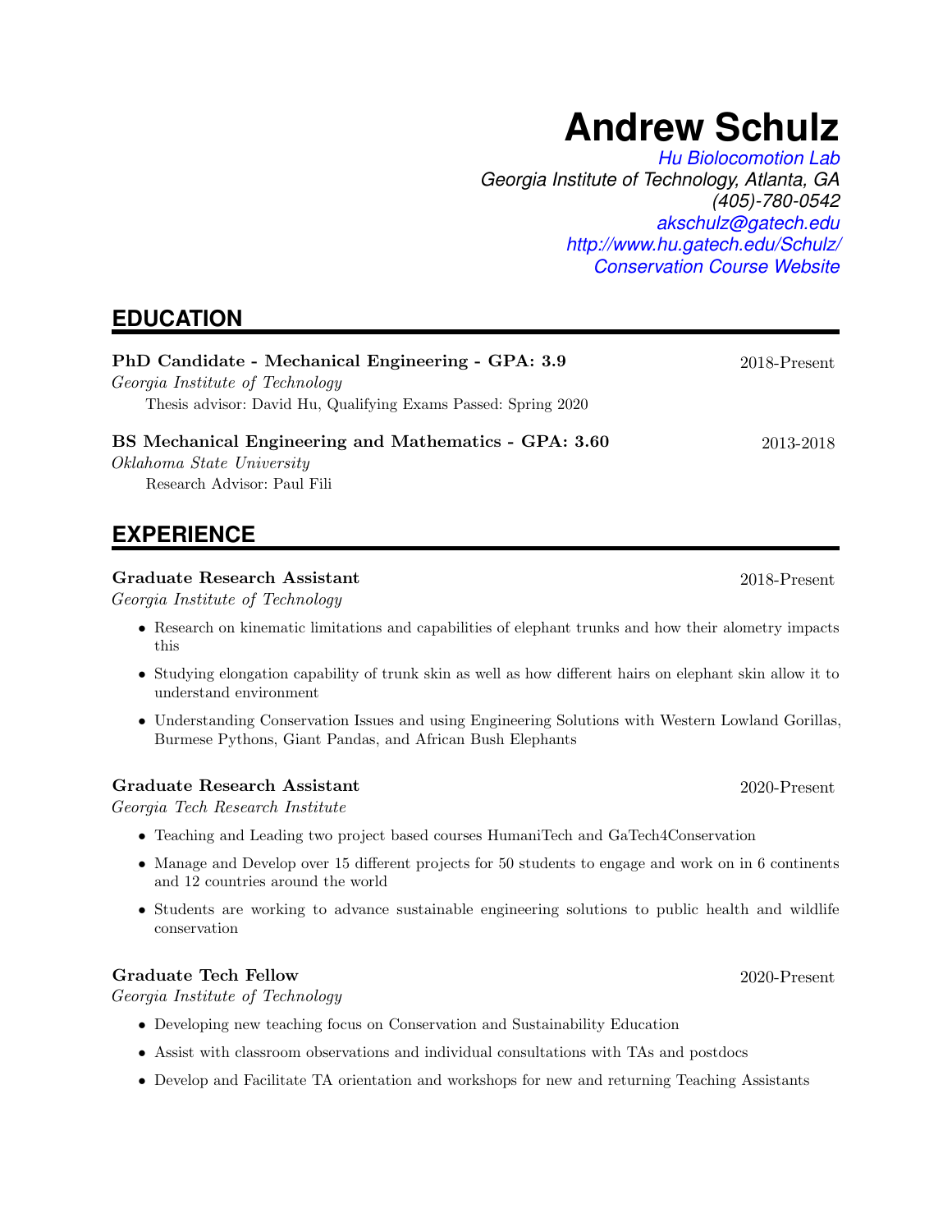# Andrew Schulz

*Hu Biolocomotion Lab*
*Georgia Institute of Technology, Atlanta, GA*
*(405)-780-0542*
*akschulz@gatech.edu*
*http://www.hu.gatech.edu/Schulz/*
*Conservation Course Website*

## EDUCATION

**PhD Candidate - Mechanical Engineering - GPA: 3.9** — 2018-Present
*Georgia Institute of Technology*
Thesis advisor: David Hu, Qualifying Exams Passed: Spring 2020

**BS Mechanical Engineering and Mathematics - GPA: 3.60** — 2013-2018
*Oklahoma State University*
Research Advisor: Paul Fili

## EXPERIENCE

**Graduate Research Assistant** — 2018-Present
*Georgia Institute of Technology*

- Research on kinematic limitations and capabilities of elephant trunks and how their alometry impacts this
- Studying elongation capability of trunk skin as well as how different hairs on elephant skin allow it to understand environment
- Understanding Conservation Issues and using Engineering Solutions with Western Lowland Gorillas, Burmese Pythons, Giant Pandas, and African Bush Elephants

**Graduate Research Assistant** — 2020-Present
*Georgia Tech Research Institute*

- Teaching and Leading two project based courses HumaniTech and GaTech4Conservation
- Manage and Develop over 15 different projects for 50 students to engage and work on in 6 continents and 12 countries around the world
- Students are working to advance sustainable engineering solutions to public health and wildlife conservation

**Graduate Tech Fellow** — 2020-Present
*Georgia Institute of Technology*

- Developing new teaching focus on Conservation and Sustainability Education
- Assist with classroom observations and individual consultations with TAs and postdocs
- Develop and Facilitate TA orientation and workshops for new and returning Teaching Assistants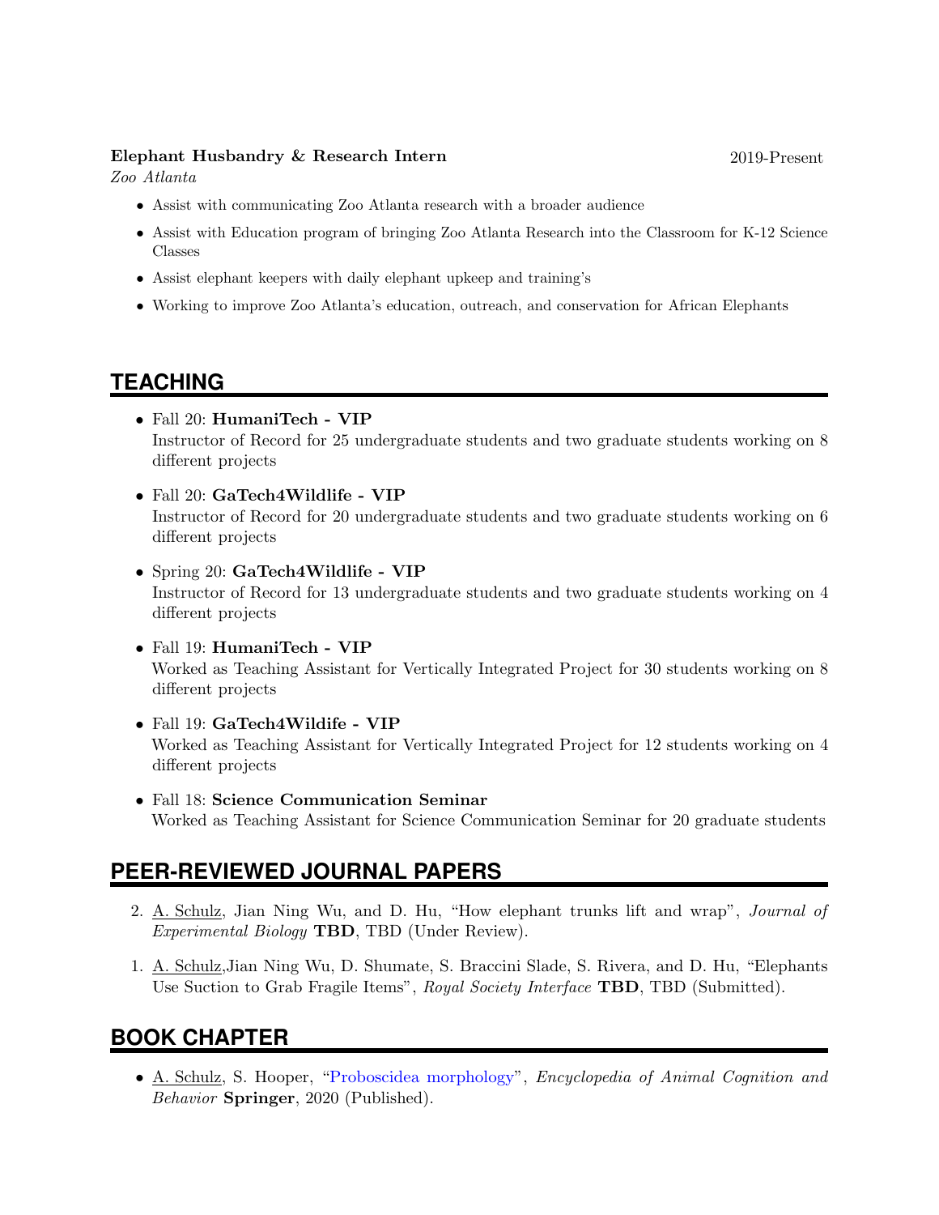**Elephant Husbandry & Research Intern** 2019-Present
*Zoo Atlanta*

- Assist with communicating Zoo Atlanta research with a broader audience
- Assist with Education program of bringing Zoo Atlanta Research into the Classroom for K-12 Science Classes
- Assist elephant keepers with daily elephant upkeep and training's
- Working to improve Zoo Atlanta's education, outreach, and conservation for African Elephants

## TEACHING

- Fall 20: **HumaniTech - VIP**
  Instructor of Record for 25 undergraduate students and two graduate students working on 8 different projects
- Fall 20: **GaTech4Wildlife - VIP**
  Instructor of Record for 20 undergraduate students and two graduate students working on 6 different projects
- Spring 20: **GaTech4Wildlife - VIP**
  Instructor of Record for 13 undergraduate students and two graduate students working on 4 different projects
- Fall 19: **HumaniTech - VIP**
  Worked as Teaching Assistant for Vertically Integrated Project for 30 students working on 8 different projects
- Fall 19: **GaTech4Wildife - VIP**
  Worked as Teaching Assistant for Vertically Integrated Project for 12 students working on 4 different projects
- Fall 18: **Science Communication Seminar**
  Worked as Teaching Assistant for Science Communication Seminar for 20 graduate students

## PEER-REVIEWED JOURNAL PAPERS

2. A. Schulz, Jian Ning Wu, and D. Hu, "How elephant trunks lift and wrap", *Journal of Experimental Biology* **TBD**, TBD (Under Review).
1. A. Schulz,Jian Ning Wu, D. Shumate, S. Braccini Slade, S. Rivera, and D. Hu, "Elephants Use Suction to Grab Fragile Items", *Royal Society Interface* **TBD**, TBD (Submitted).

## BOOK CHAPTER

- A. Schulz, S. Hooper, "Proboscidea morphology", *Encyclopedia of Animal Cognition and Behavior* **Springer**, 2020 (Published).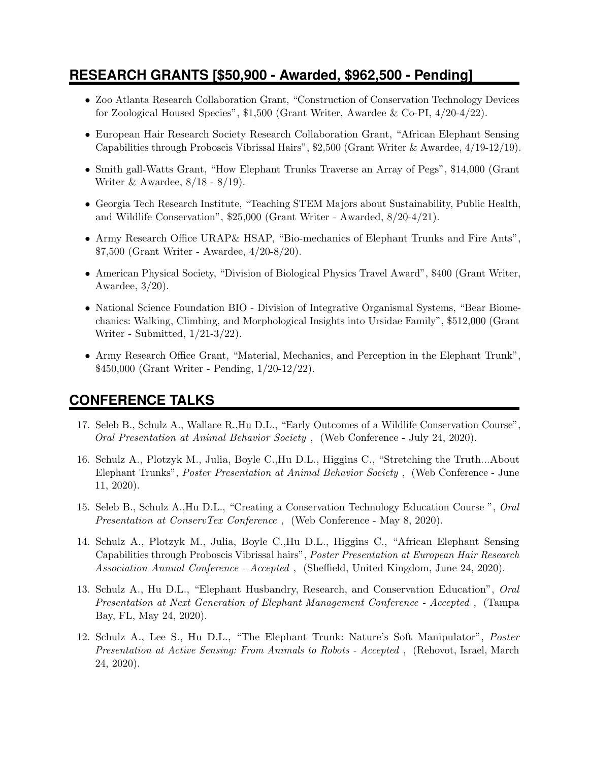## RESEARCH GRANTS [$50,900 - Awarded, $962,500 - Pending]

- Zoo Atlanta Research Collaboration Grant, "Construction of Conservation Technology Devices for Zoological Housed Species", $1,500 (Grant Writer, Awardee & Co-PI, 4/20-4/22).
- European Hair Research Society Research Collaboration Grant, "African Elephant Sensing Capabilities through Proboscis Vibrissal Hairs", $2,500 (Grant Writer & Awardee, 4/19-12/19).
- Smith gall-Watts Grant, "How Elephant Trunks Traverse an Array of Pegs", $14,000 (Grant Writer & Awardee, 8/18 - 8/19).
- Georgia Tech Research Institute, "Teaching STEM Majors about Sustainability, Public Health, and Wildlife Conservation", $25,000 (Grant Writer - Awarded, 8/20-4/21).
- Army Research Office URAP& HSAP, "Bio-mechanics of Elephant Trunks and Fire Ants", $7,500 (Grant Writer - Awardee, 4/20-8/20).
- American Physical Society, "Division of Biological Physics Travel Award", $400 (Grant Writer, Awardee, 3/20).
- National Science Foundation BIO - Division of Integrative Organismal Systems, "Bear Biomechanics: Walking, Climbing, and Morphological Insights into Ursidae Family", $512,000 (Grant Writer - Submitted, 1/21-3/22).
- Army Research Office Grant, "Material, Mechanics, and Perception in the Elephant Trunk", $450,000 (Grant Writer - Pending, 1/20-12/22).

## CONFERENCE TALKS

17. Seleb B., Schulz A., Wallace R.,Hu D.L., "Early Outcomes of a Wildlife Conservation Course", *Oral Presentation at Animal Behavior Society* , (Web Conference - July 24, 2020).
16. Schulz A., Plotzyk M., Julia, Boyle C.,Hu D.L., Higgins C., "Stretching the Truth...About Elephant Trunks", *Poster Presentation at Animal Behavior Society* , (Web Conference - June 11, 2020).
15. Seleb B., Schulz A.,Hu D.L., "Creating a Conservation Technology Education Course ", *Oral Presentation at ConservTex Conference* , (Web Conference - May 8, 2020).
14. Schulz A., Plotzyk M., Julia, Boyle C.,Hu D.L., Higgins C., "African Elephant Sensing Capabilities through Proboscis Vibrissal hairs", *Poster Presentation at European Hair Research Association Annual Conference - Accepted* , (Sheffield, United Kingdom, June 24, 2020).
13. Schulz A., Hu D.L., "Elephant Husbandry, Research, and Conservation Education", *Oral Presentation at Next Generation of Elephant Management Conference - Accepted* , (Tampa Bay, FL, May 24, 2020).
12. Schulz A., Lee S., Hu D.L., "The Elephant Trunk: Nature's Soft Manipulator", *Poster Presentation at Active Sensing: From Animals to Robots - Accepted* , (Rehovot, Israel, March 24, 2020).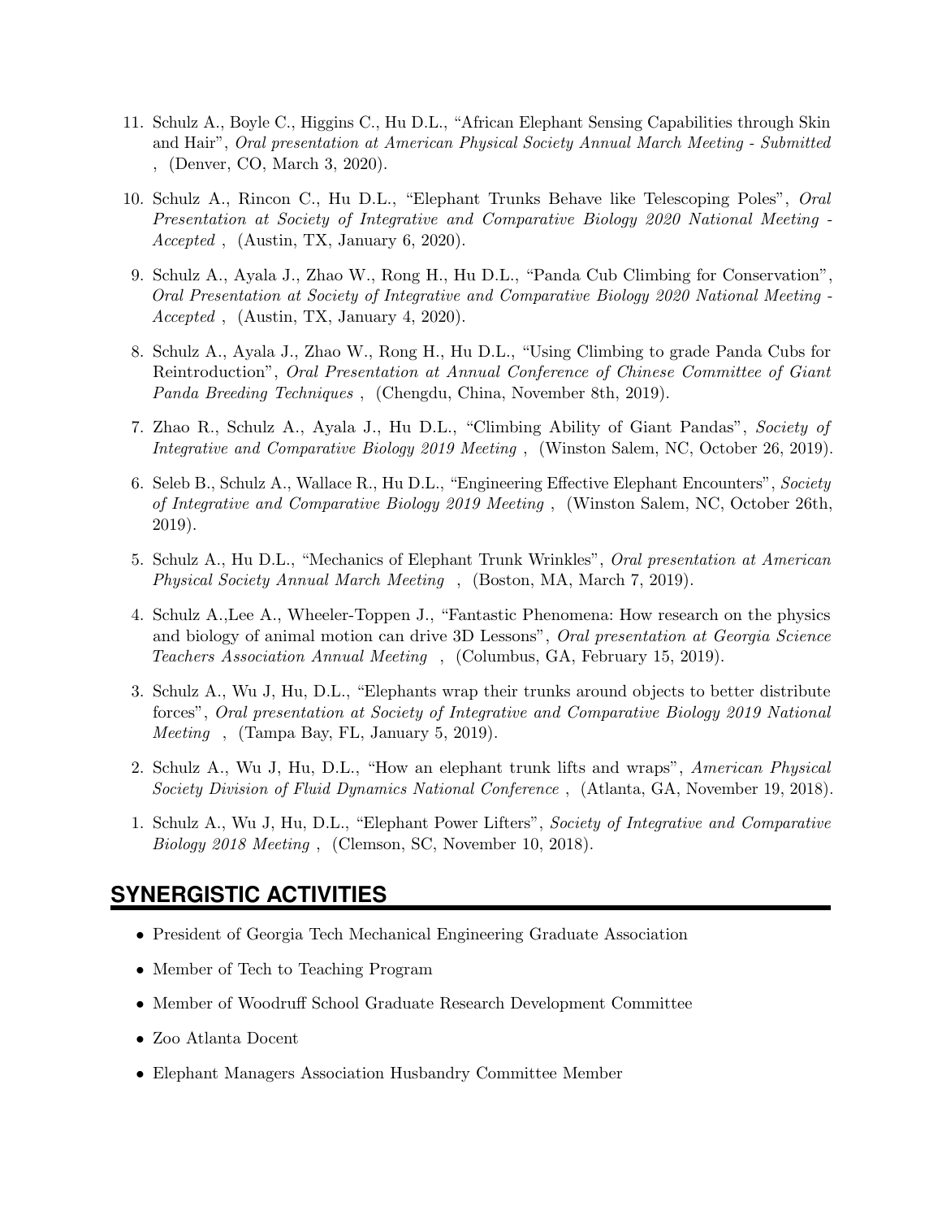11. Schulz A., Boyle C., Higgins C., Hu D.L., "African Elephant Sensing Capabilities through Skin and Hair", *Oral presentation at American Physical Society Annual March Meeting - Submitted* , (Denver, CO, March 3, 2020).

10. Schulz A., Rincon C., Hu D.L., "Elephant Trunks Behave like Telescoping Poles", *Oral Presentation at Society of Integrative and Comparative Biology 2020 National Meeting - Accepted* , (Austin, TX, January 6, 2020).

9. Schulz A., Ayala J., Zhao W., Rong H., Hu D.L., "Panda Cub Climbing for Conservation", *Oral Presentation at Society of Integrative and Comparative Biology 2020 National Meeting - Accepted* , (Austin, TX, January 4, 2020).

8. Schulz A., Ayala J., Zhao W., Rong H., Hu D.L., "Using Climbing to grade Panda Cubs for Reintroduction", *Oral Presentation at Annual Conference of Chinese Committee of Giant Panda Breeding Techniques* , (Chengdu, China, November 8th, 2019).

7. Zhao R., Schulz A., Ayala J., Hu D.L., "Climbing Ability of Giant Pandas", *Society of Integrative and Comparative Biology 2019 Meeting* , (Winston Salem, NC, October 26, 2019).

6. Seleb B., Schulz A., Wallace R., Hu D.L., "Engineering Effective Elephant Encounters", *Society of Integrative and Comparative Biology 2019 Meeting* , (Winston Salem, NC, October 26th, 2019).

5. Schulz A., Hu D.L., "Mechanics of Elephant Trunk Wrinkles", *Oral presentation at American Physical Society Annual March Meeting* , (Boston, MA, March 7, 2019).

4. Schulz A.,Lee A., Wheeler-Toppen J., "Fantastic Phenomena: How research on the physics and biology of animal motion can drive 3D Lessons", *Oral presentation at Georgia Science Teachers Association Annual Meeting* , (Columbus, GA, February 15, 2019).

3. Schulz A., Wu J, Hu, D.L., "Elephants wrap their trunks around objects to better distribute forces", *Oral presentation at Society of Integrative and Comparative Biology 2019 National Meeting* , (Tampa Bay, FL, January 5, 2019).

2. Schulz A., Wu J, Hu, D.L., "How an elephant trunk lifts and wraps", *American Physical Society Division of Fluid Dynamics National Conference* , (Atlanta, GA, November 19, 2018).

1. Schulz A., Wu J, Hu, D.L., "Elephant Power Lifters", *Society of Integrative and Comparative Biology 2018 Meeting* , (Clemson, SC, November 10, 2018).

## SYNERGISTIC ACTIVITIES

- President of Georgia Tech Mechanical Engineering Graduate Association
- Member of Tech to Teaching Program
- Member of Woodruff School Graduate Research Development Committee
- Zoo Atlanta Docent
- Elephant Managers Association Husbandry Committee Member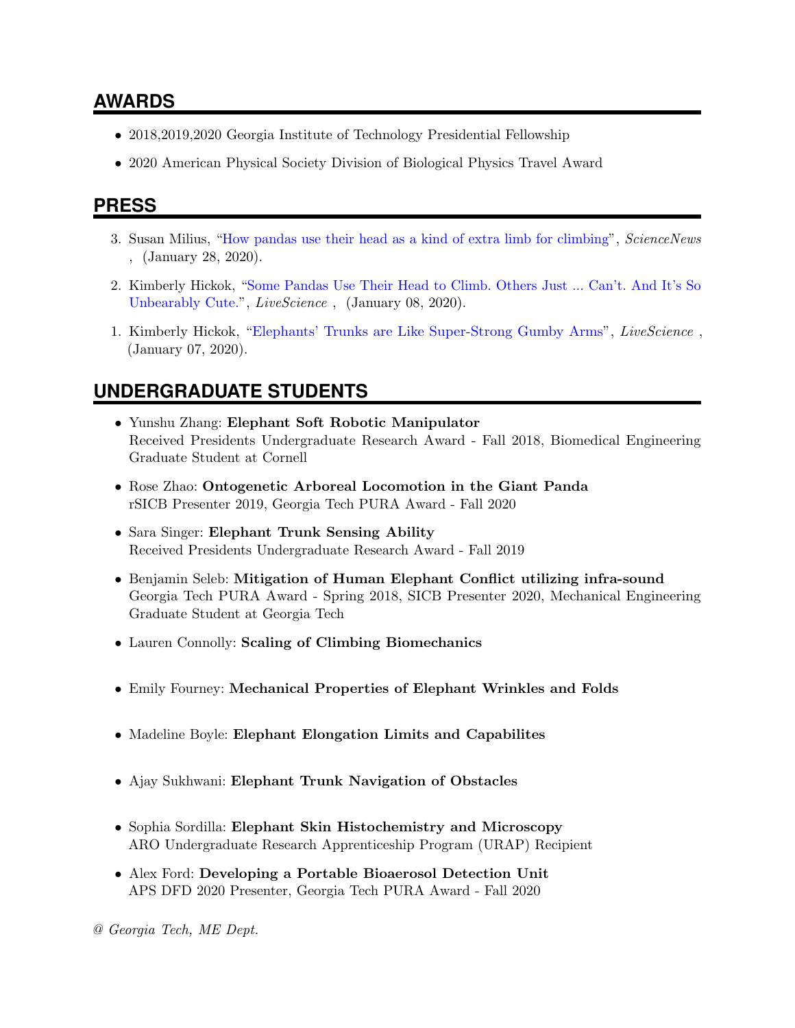## AWARDS

- 2018,2019,2020 Georgia Institute of Technology Presidential Fellowship
- 2020 American Physical Society Division of Biological Physics Travel Award

## PRESS

3. Susan Milius, "How pandas use their head as a kind of extra limb for climbing", *ScienceNews* , (January 28, 2020).
2. Kimberly Hickok, "Some Pandas Use Their Head to Climb. Others Just ... Can't. And It's So Unbearably Cute.", *LiveScience* , (January 08, 2020).
1. Kimberly Hickok, "Elephants' Trunks are Like Super-Strong Gumby Arms", *LiveScience* , (January 07, 2020).

## UNDERGRADUATE STUDENTS

- Yunshu Zhang: **Elephant Soft Robotic Manipulator**
  Received Presidents Undergraduate Research Award - Fall 2018, Biomedical Engineering Graduate Student at Cornell
- Rose Zhao: **Ontogenetic Arboreal Locomotion in the Giant Panda**
  rSICB Presenter 2019, Georgia Tech PURA Award - Fall 2020
- Sara Singer: **Elephant Trunk Sensing Ability**
  Received Presidents Undergraduate Research Award - Fall 2019
- Benjamin Seleb: **Mitigation of Human Elephant Conflict utilizing infra-sound**
  Georgia Tech PURA Award - Spring 2018, SICB Presenter 2020, Mechanical Engineering Graduate Student at Georgia Tech
- Lauren Connolly: **Scaling of Climbing Biomechanics**
- Emily Fourney: **Mechanical Properties of Elephant Wrinkles and Folds**
- Madeline Boyle: **Elephant Elongation Limits and Capabilites**
- Ajay Sukhwani: **Elephant Trunk Navigation of Obstacles**
- Sophia Sordilla: **Elephant Skin Histochemistry and Microscopy**
  ARO Undergraduate Research Apprenticeship Program (URAP) Recipient
- Alex Ford: **Developing a Portable Bioaerosol Detection Unit**
  APS DFD 2020 Presenter, Georgia Tech PURA Award - Fall 2020

*@ Georgia Tech, ME Dept.*